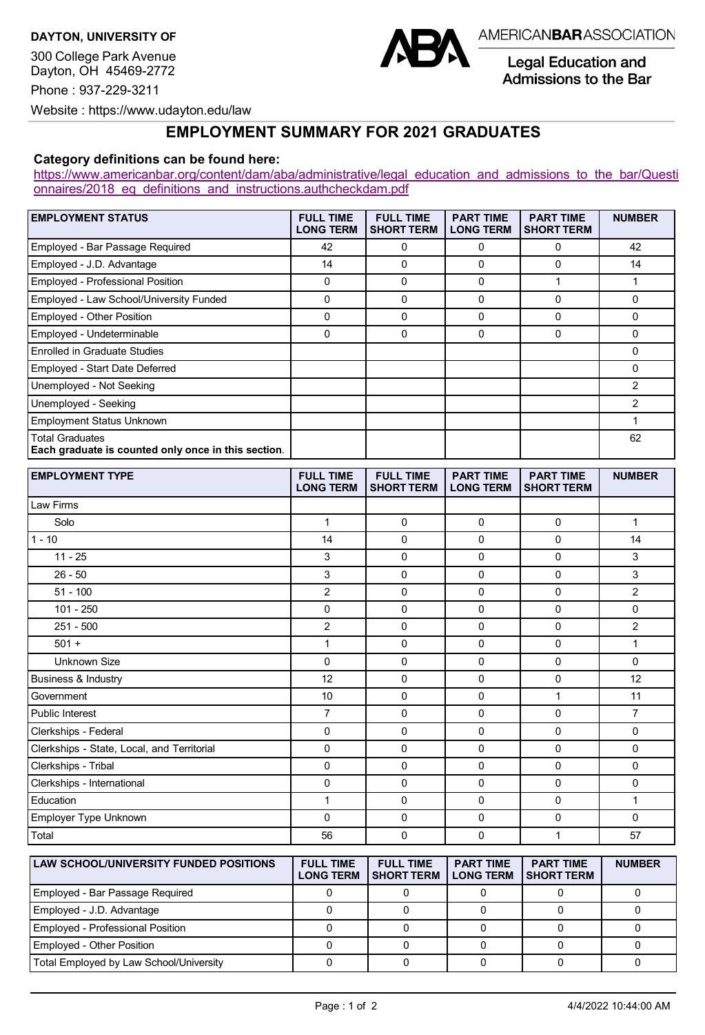**DAYTON, UNIVERSITY OF**

300 College Park Avenue
Dayton, OH 45469-2772

Phone : 937-229-3211

Website : https://www.udayton.edu/law

AMERICANBARASSOCIATION

Legal Education and Admissions to the Bar

# EMPLOYMENT SUMMARY FOR 2021 GRADUATES

**Category definitions can be found here:**
https://www.americanbar.org/content/dam/aba/administrative/legal_education_and_admissions_to_the_bar/Questionnaires/2018_eq_definitions_and_instructions.authcheckdam.pdf

| EMPLOYMENT STATUS | FULL TIME LONG TERM | FULL TIME SHORT TERM | PART TIME LONG TERM | PART TIME SHORT TERM | NUMBER |
|---|---|---|---|---|---|
| Employed - Bar Passage Required | 42 | 0 | 0 | 0 | 42 |
| Employed - J.D. Advantage | 14 | 0 | 0 | 0 | 14 |
| Employed - Professional Position | 0 | 0 | 0 | 1 | 1 |
| Employed - Law School/University Funded | 0 | 0 | 0 | 0 | 0 |
| Employed - Other Position | 0 | 0 | 0 | 0 | 0 |
| Employed - Undeterminable | 0 | 0 | 0 | 0 | 0 |
| Enrolled in Graduate Studies | | | | | 0 |
| Employed - Start Date Deferred | | | | | 0 |
| Unemployed - Not Seeking | | | | | 2 |
| Unemployed - Seeking | | | | | 2 |
| Employment Status Unknown | | | | | 1 |
| Total Graduates **Each graduate is counted only once in this section.** | | | | | 62 |

| EMPLOYMENT TYPE | FULL TIME LONG TERM | FULL TIME SHORT TERM | PART TIME LONG TERM | PART TIME SHORT TERM | NUMBER |
|---|---|---|---|---|---|
| Law Firms | | | | | |
| Solo | 1 | 0 | 0 | 0 | 1 |
| 1 - 10 | 14 | 0 | 0 | 0 | 14 |
| 11 - 25 | 3 | 0 | 0 | 0 | 3 |
| 26 - 50 | 3 | 0 | 0 | 0 | 3 |
| 51 - 100 | 2 | 0 | 0 | 0 | 2 |
| 101 - 250 | 0 | 0 | 0 | 0 | 0 |
| 251 - 500 | 2 | 0 | 0 | 0 | 2 |
| 501 + | 1 | 0 | 0 | 0 | 1 |
| Unknown Size | 0 | 0 | 0 | 0 | 0 |
| Business & Industry | 12 | 0 | 0 | 0 | 12 |
| Government | 10 | 0 | 0 | 1 | 11 |
| Public Interest | 7 | 0 | 0 | 0 | 7 |
| Clerkships - Federal | 0 | 0 | 0 | 0 | 0 |
| Clerkships - State, Local, and Territorial | 0 | 0 | 0 | 0 | 0 |
| Clerkships - Tribal | 0 | 0 | 0 | 0 | 0 |
| Clerkships - International | 0 | 0 | 0 | 0 | 0 |
| Education | 1 | 0 | 0 | 0 | 1 |
| Employer Type Unknown | 0 | 0 | 0 | 0 | 0 |
| Total | 56 | 0 | 0 | 1 | 57 |

| LAW SCHOOL/UNIVERSITY FUNDED POSITIONS | FULL TIME LONG TERM | FULL TIME SHORT TERM | PART TIME LONG TERM | PART TIME SHORT TERM | NUMBER |
|---|---|---|---|---|---|
| Employed - Bar Passage Required | 0 | 0 | 0 | 0 | 0 |
| Employed - J.D. Advantage | 0 | 0 | 0 | 0 | 0 |
| Employed - Professional Position | 0 | 0 | 0 | 0 | 0 |
| Employed - Other Position | 0 | 0 | 0 | 0 | 0 |
| Total Employed by Law School/University | 0 | 0 | 0 | 0 | 0 |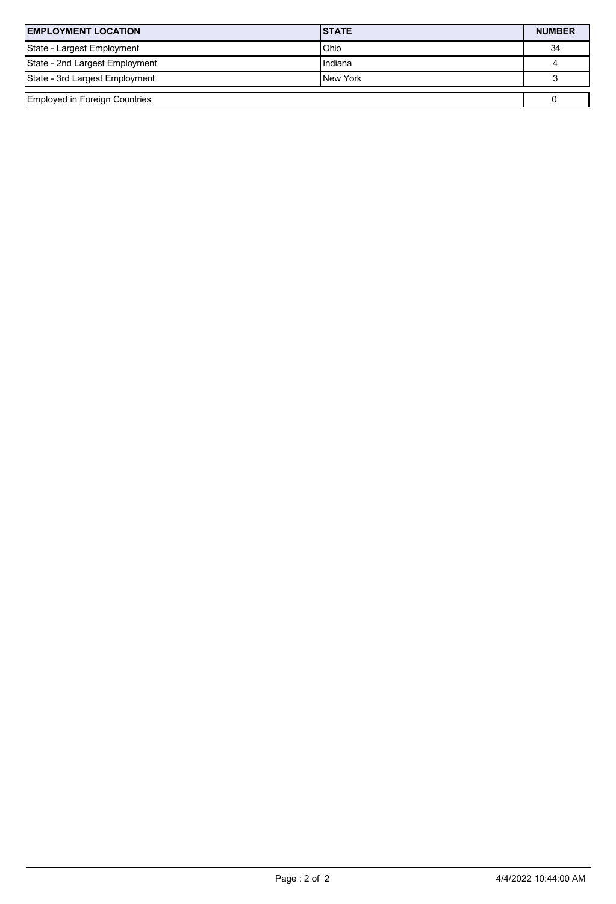| EMPLOYMENT LOCATION | STATE | NUMBER |
|---|---|---|
| State - Largest Employment | Ohio | 34 |
| State - 2nd Largest Employment | Indiana | 4 |
| State - 3rd Largest Employment | New York | 3 |
| Employed in Foreign Countries | | 0 |